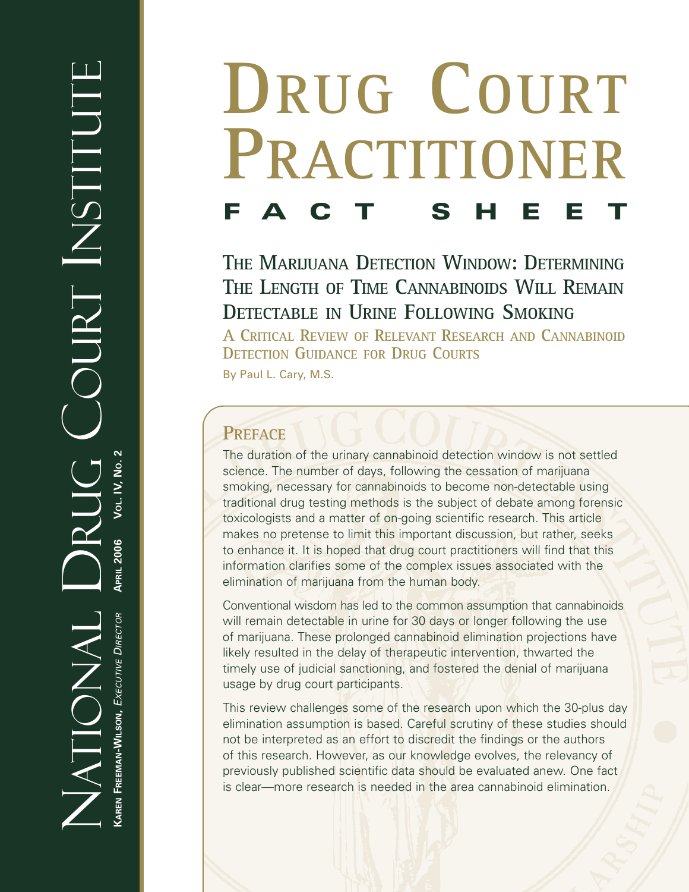# DRUG COURT PRACTITIONER

**FACT SHEET**

National Drug Court Institute

**Karen Freeman-Wilson**, *Executive Director* **April 2006** **Vol. IV, No. 2**

## The Marijuana Detection Window: Determining The Length of Time Cannabinoids Will Remain Detectable in Urine Following Smoking

### A Critical Review of Relevant Research and Cannabinoid Detection Guidance for Drug Courts

By Paul L. Cary, M.S.

## Preface

The duration of the urinary cannabinoid detection window is not settled science. The number of days, following the cessation of marijuana smoking, necessary for cannabinoids to become non-detectable using traditional drug testing methods is the subject of debate among forensic toxicologists and a matter of on-going scientific research. This article makes no pretense to limit this important discussion, but rather, seeks to enhance it. It is hoped that drug court practitioners will find that this information clarifies some of the complex issues associated with the elimination of marijuana from the human body.

Conventional wisdom has led to the common assumption that cannabinoids will remain detectable in urine for 30 days or longer following the use of marijuana. These prolonged cannabinoid elimination projections have likely resulted in the delay of therapeutic intervention, thwarted the timely use of judicial sanctioning, and fostered the denial of marijuana usage by drug court participants.

This review challenges some of the research upon which the 30-plus day elimination assumption is based. Careful scrutiny of these studies should not be interpreted as an effort to discredit the findings or the authors of this research. However, as our knowledge evolves, the relevancy of previously published scientific data should be evaluated anew. One fact is clear—more research is needed in the area cannabinoid elimination.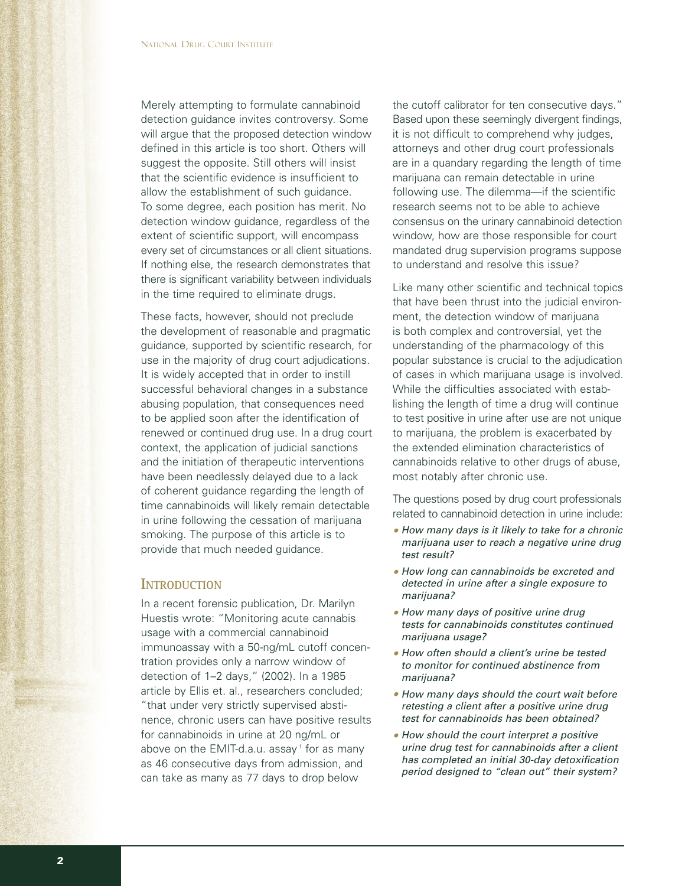Merely attempting to formulate cannabinoid detection guidance invites controversy. Some will argue that the proposed detection window defined in this article is too short. Others will suggest the opposite. Still others will insist that the scientific evidence is insufficient to allow the establishment of such guidance. To some degree, each position has merit. No detection window guidance, regardless of the extent of scientific support, will encompass every set of circumstances or all client situations. If nothing else, the research demonstrates that there is significant variability between individuals in the time required to eliminate drugs.

These facts, however, should not preclude the development of reasonable and pragmatic guidance, supported by scientific research, for use in the majority of drug court adjudications. It is widely accepted that in order to instill successful behavioral changes in a substance abusing population, that consequences need to be applied soon after the identification of renewed or continued drug use. In a drug court context, the application of judicial sanctions and the initiation of therapeutic interventions have been needlessly delayed due to a lack of coherent guidance regarding the length of time cannabinoids will likely remain detectable in urine following the cessation of marijuana smoking. The purpose of this article is to provide that much needed guidance.

## Introduction

In a recent forensic publication, Dr. Marilyn Huestis wrote: "Monitoring acute cannabis usage with a commercial cannabinoid immunoassay with a 50-ng/mL cutoff concentration provides only a narrow window of detection of 1–2 days," (2002). In a 1985 article by Ellis et. al., researchers concluded; "that under very strictly supervised abstinence, chronic users can have positive results for cannabinoids in urine at 20 ng/mL or above on the EMIT-d.a.u. assay[1] for as many as 46 consecutive days from admission, and can take as many as 77 days to drop below the cutoff calibrator for ten consecutive days." Based upon these seemingly divergent findings, it is not difficult to comprehend why judges, attorneys and other drug court professionals are in a quandary regarding the length of time marijuana can remain detectable in urine following use. The dilemma—if the scientific research seems not to be able to achieve consensus on the urinary cannabinoid detection window, how are those responsible for court mandated drug supervision programs suppose to understand and resolve this issue?

Like many other scientific and technical topics that have been thrust into the judicial environment, the detection window of marijuana is both complex and controversial, yet the understanding of the pharmacology of this popular substance is crucial to the adjudication of cases in which marijuana usage is involved. While the difficulties associated with establishing the length of time a drug will continue to test positive in urine after use are not unique to marijuana, the problem is exacerbated by the extended elimination characteristics of cannabinoids relative to other drugs of abuse, most notably after chronic use.

The questions posed by drug court professionals related to cannabinoid detection in urine include:

- *How many days is it likely to take for a chronic marijuana user to reach a negative urine drug test result?*
- *How long can cannabinoids be excreted and detected in urine after a single exposure to marijuana?*
- *How many days of positive urine drug tests for cannabinoids constitutes continued marijuana usage?*
- *How often should a client's urine be tested to monitor for continued abstinence from marijuana?*
- *How many days should the court wait before retesting a client after a positive urine drug test for cannabinoids has been obtained?*
- *How should the court interpret a positive urine drug test for cannabinoids after a client has completed an initial 30-day detoxification period designed to "clean out" their system?*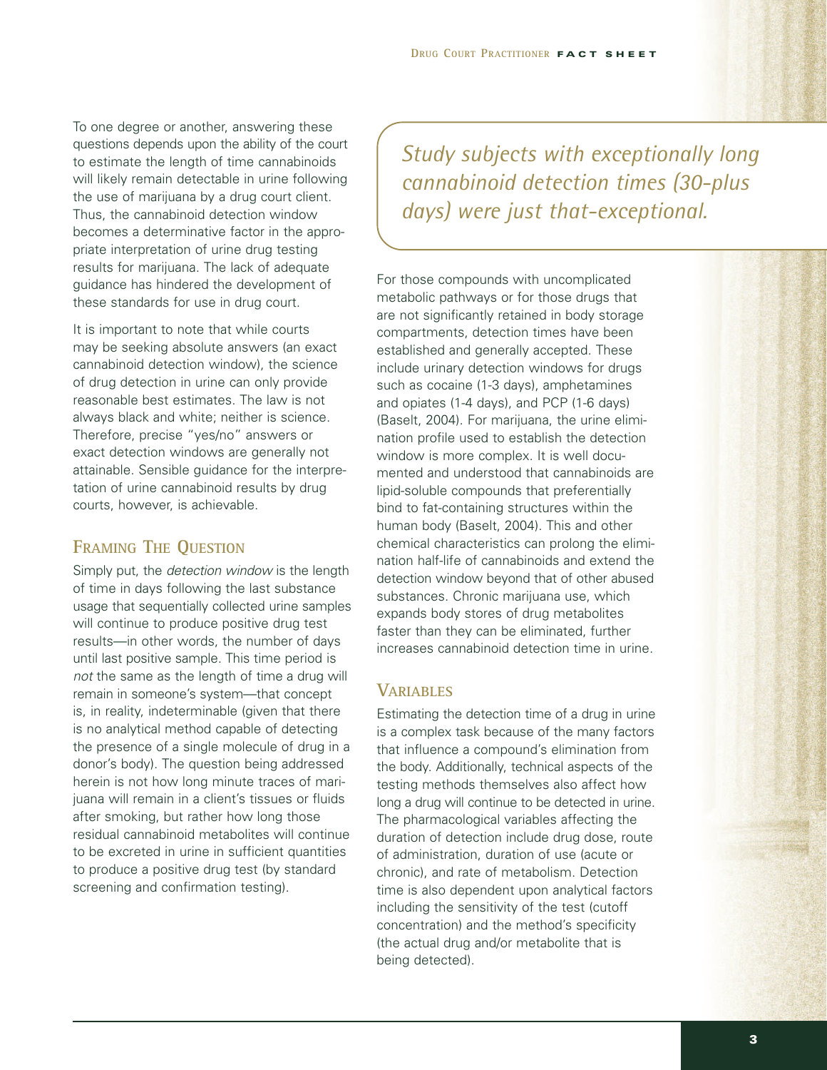To one degree or another, answering these questions depends upon the ability of the court to estimate the length of time cannabinoids will likely remain detectable in urine following the use of marijuana by a drug court client. Thus, the cannabinoid detection window becomes a determinative factor in the appropriate interpretation of urine drug testing results for marijuana. The lack of adequate guidance has hindered the development of these standards for use in drug court.

It is important to note that while courts may be seeking absolute answers (an exact cannabinoid detection window), the science of drug detection in urine can only provide reasonable best estimates. The law is not always black and white; neither is science. Therefore, precise "yes/no" answers or exact detection windows are generally not attainable. Sensible guidance for the interpretation of urine cannabinoid results by drug courts, however, is achievable.

## Framing The Question

Simply put, the *detection window* is the length of time in days following the last substance usage that sequentially collected urine samples will continue to produce positive drug test results—in other words, the number of days until last positive sample. This time period is *not* the same as the length of time a drug will remain in someone's system—that concept is, in reality, indeterminable (given that there is no analytical method capable of detecting the presence of a single molecule of drug in a donor's body). The question being addressed herein is not how long minute traces of marijuana will remain in a client's tissues or fluids after smoking, but rather how long those residual cannabinoid metabolites will continue to be excreted in urine in sufficient quantities to produce a positive drug test (by standard screening and confirmation testing).

*Study subjects with exceptionally long cannabinoid detection times (30-plus days) were just that-exceptional.*

For those compounds with uncomplicated metabolic pathways or for those drugs that are not significantly retained in body storage compartments, detection times have been established and generally accepted. These include urinary detection windows for drugs such as cocaine (1-3 days), amphetamines and opiates (1-4 days), and PCP (1-6 days) (Baselt, 2004). For marijuana, the urine elimination profile used to establish the detection window is more complex. It is well documented and understood that cannabinoids are lipid-soluble compounds that preferentially bind to fat-containing structures within the human body (Baselt, 2004). This and other chemical characteristics can prolong the elimination half-life of cannabinoids and extend the detection window beyond that of other abused substances. Chronic marijuana use, which expands body stores of drug metabolites faster than they can be eliminated, further increases cannabinoid detection time in urine.

## Variables

Estimating the detection time of a drug in urine is a complex task because of the many factors that influence a compound's elimination from the body. Additionally, technical aspects of the testing methods themselves also affect how long a drug will continue to be detected in urine. The pharmacological variables affecting the duration of detection include drug dose, route of administration, duration of use (acute or chronic), and rate of metabolism. Detection time is also dependent upon analytical factors including the sensitivity of the test (cutoff concentration) and the method's specificity (the actual drug and/or metabolite that is being detected).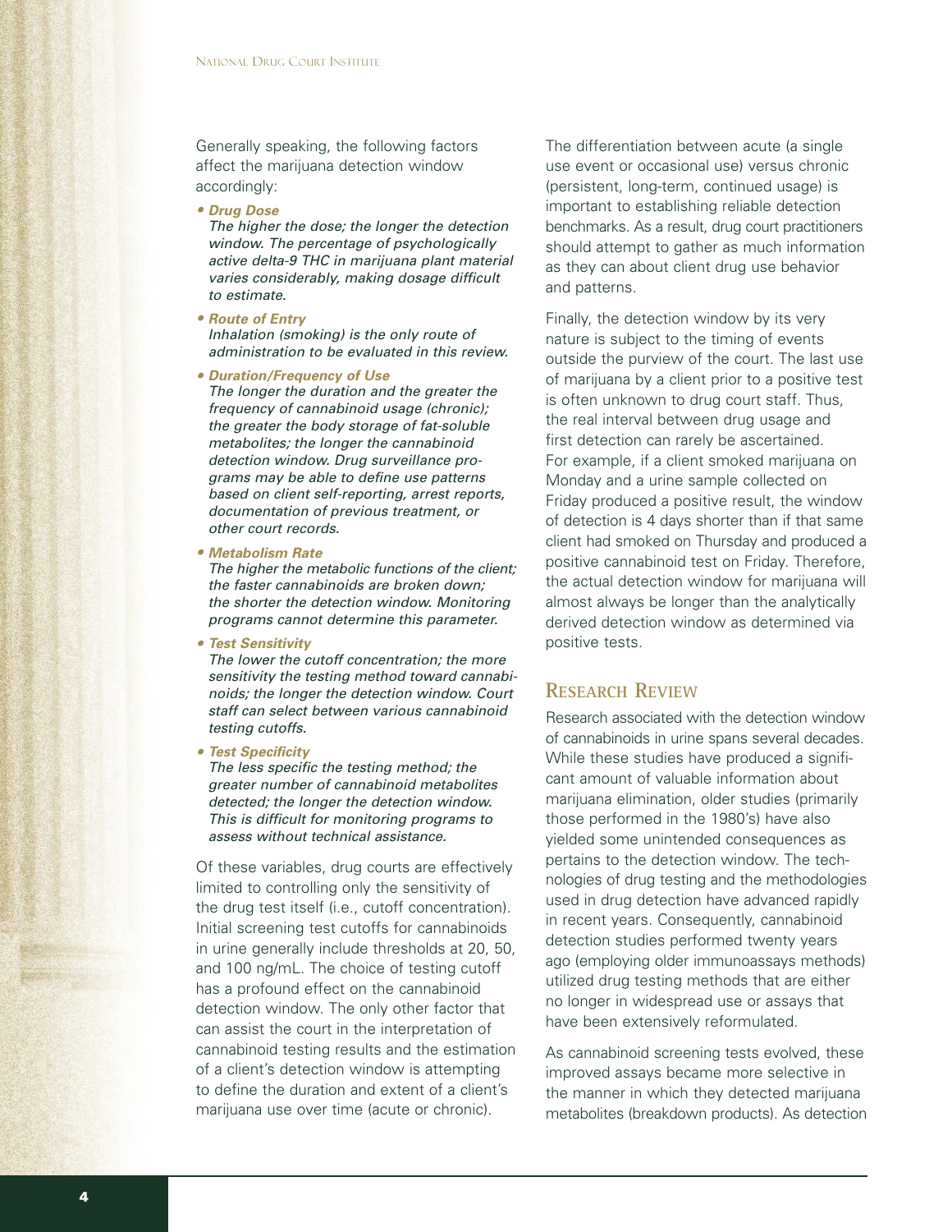Generally speaking, the following factors affect the marijuana detection window accordingly:

- ***Drug Dose***
  *The higher the dose; the longer the detection window. The percentage of psychologically active delta-9 THC in marijuana plant material varies considerably, making dosage difficult to estimate.*
- ***Route of Entry***
  *Inhalation (smoking) is the only route of administration to be evaluated in this review.*
- ***Duration/Frequency of Use***
  *The longer the duration and the greater the frequency of cannabinoid usage (chronic); the greater the body storage of fat-soluble metabolites; the longer the cannabinoid detection window. Drug surveillance programs may be able to define use patterns based on client self-reporting, arrest reports, documentation of previous treatment, or other court records.*
- ***Metabolism Rate***
  *The higher the metabolic functions of the client; the faster cannabinoids are broken down; the shorter the detection window. Monitoring programs cannot determine this parameter.*
- ***Test Sensitivity***
  *The lower the cutoff concentration; the more sensitivity the testing method toward cannabinoids; the longer the detection window. Court staff can select between various cannabinoid testing cutoffs.*
- ***Test Specificity***
  *The less specific the testing method; the greater number of cannabinoid metabolites detected; the longer the detection window. This is difficult for monitoring programs to assess without technical assistance.*

Of these variables, drug courts are effectively limited to controlling only the sensitivity of the drug test itself (i.e., cutoff concentration). Initial screening test cutoffs for cannabinoids in urine generally include thresholds at 20, 50, and 100 ng/mL. The choice of testing cutoff has a profound effect on the cannabinoid detection window. The only other factor that can assist the court in the interpretation of cannabinoid testing results and the estimation of a client's detection window is attempting to define the duration and extent of a client's marijuana use over time (acute or chronic).

The differentiation between acute (a single use event or occasional use) versus chronic (persistent, long-term, continued usage) is important to establishing reliable detection benchmarks. As a result, drug court practitioners should attempt to gather as much information as they can about client drug use behavior and patterns.

Finally, the detection window by its very nature is subject to the timing of events outside the purview of the court. The last use of marijuana by a client prior to a positive test is often unknown to drug court staff. Thus, the real interval between drug usage and first detection can rarely be ascertained. For example, if a client smoked marijuana on Monday and a urine sample collected on Friday produced a positive result, the window of detection is 4 days shorter than if that same client had smoked on Thursday and produced a positive cannabinoid test on Friday. Therefore, the actual detection window for marijuana will almost always be longer than the analytically derived detection window as determined via positive tests.

## Research Review

Research associated with the detection window of cannabinoids in urine spans several decades. While these studies have produced a significant amount of valuable information about marijuana elimination, older studies (primarily those performed in the 1980's) have also yielded some unintended consequences as pertains to the detection window. The technologies of drug testing and the methodologies used in drug detection have advanced rapidly in recent years. Consequently, cannabinoid detection studies performed twenty years ago (employing older immunoassays methods) utilized drug testing methods that are either no longer in widespread use or assays that have been extensively reformulated.

As cannabinoid screening tests evolved, these improved assays became more selective in the manner in which they detected marijuana metabolites (breakdown products). As detection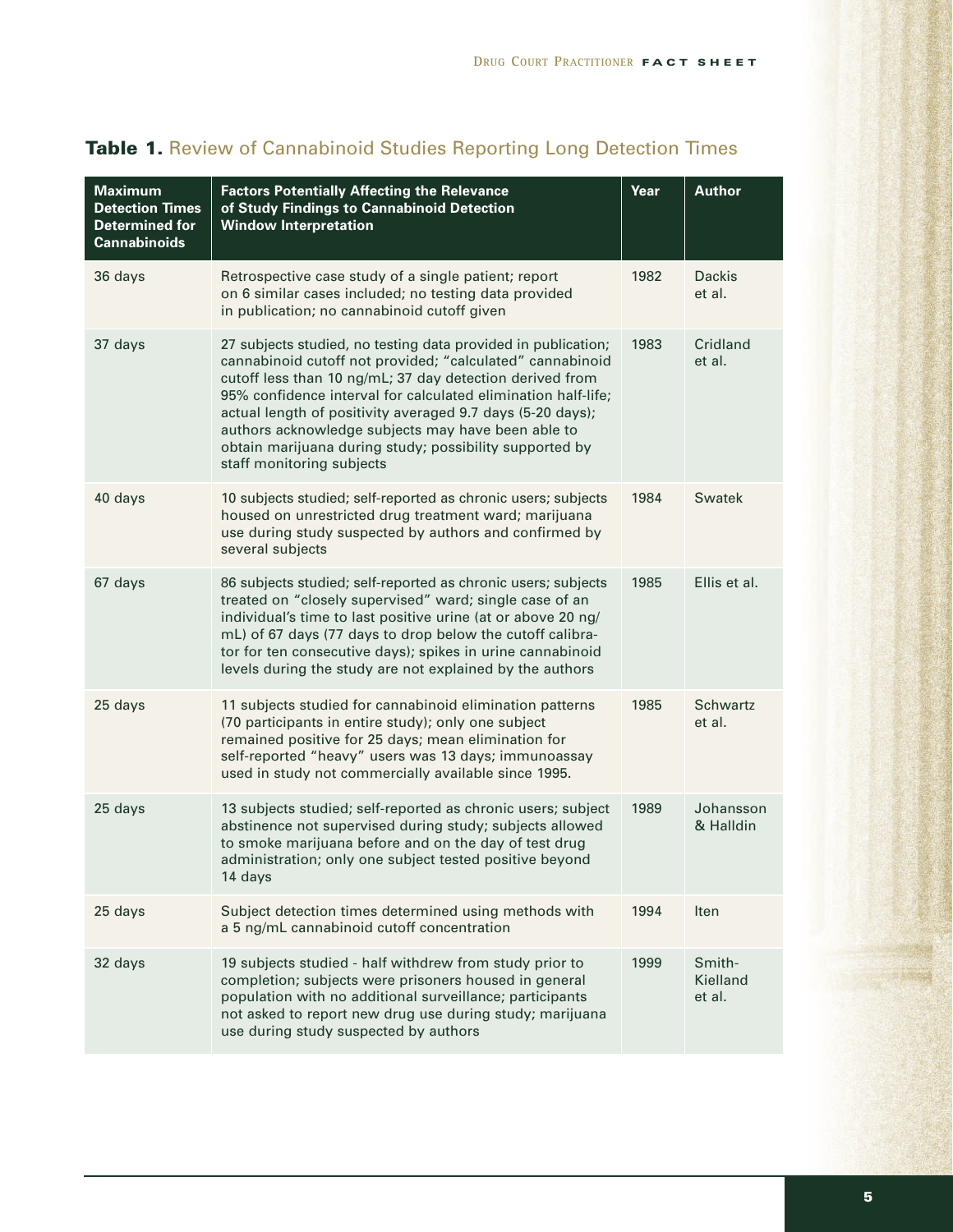**Table 1.** Review of Cannabinoid Studies Reporting Long Detection Times

| Maximum Detection Times Determined for Cannabinoids | Factors Potentially Affecting the Relevance of Study Findings to Cannabinoid Detection Window Interpretation | Year | Author |
|---|---|---|---|
| 36 days | Retrospective case study of a single patient; report on 6 similar cases included; no testing data provided in publication; no cannabinoid cutoff given | 1982 | Dackis et al. |
| 37 days | 27 subjects studied, no testing data provided in publication; cannabinoid cutoff not provided; "calculated" cannabinoid cutoff less than 10 ng/mL; 37 day detection derived from 95% confidence interval for calculated elimination half-life; actual length of positivity averaged 9.7 days (5-20 days); authors acknowledge subjects may have been able to obtain marijuana during study; possibility supported by staff monitoring subjects | 1983 | Cridland et al. |
| 40 days | 10 subjects studied; self-reported as chronic users; subjects housed on unrestricted drug treatment ward; marijuana use during study suspected by authors and confirmed by several subjects | 1984 | Swatek |
| 67 days | 86 subjects studied; self-reported as chronic users; subjects treated on "closely supervised" ward; single case of an individual's time to last positive urine (at or above 20 ng/mL) of 67 days (77 days to drop below the cutoff calibrator for ten consecutive days); spikes in urine cannabinoid levels during the study are not explained by the authors | 1985 | Ellis et al. |
| 25 days | 11 subjects studied for cannabinoid elimination patterns (70 participants in entire study); only one subject remained positive for 25 days; mean elimination for self-reported "heavy" users was 13 days; immunoassay used in study not commercially available since 1995. | 1985 | Schwartz et al. |
| 25 days | 13 subjects studied; self-reported as chronic users; subject abstinence not supervised during study; subjects allowed to smoke marijuana before and on the day of test drug administration; only one subject tested positive beyond 14 days | 1989 | Johansson & Halldin |
| 25 days | Subject detection times determined using methods with a 5 ng/mL cannabinoid cutoff concentration | 1994 | Iten |
| 32 days | 19 subjects studied - half withdrew from study prior to completion; subjects were prisoners housed in general population with no additional surveillance; participants not asked to report new drug use during study; marijuana use during study suspected by authors | 1999 | Smith-Kielland et al. |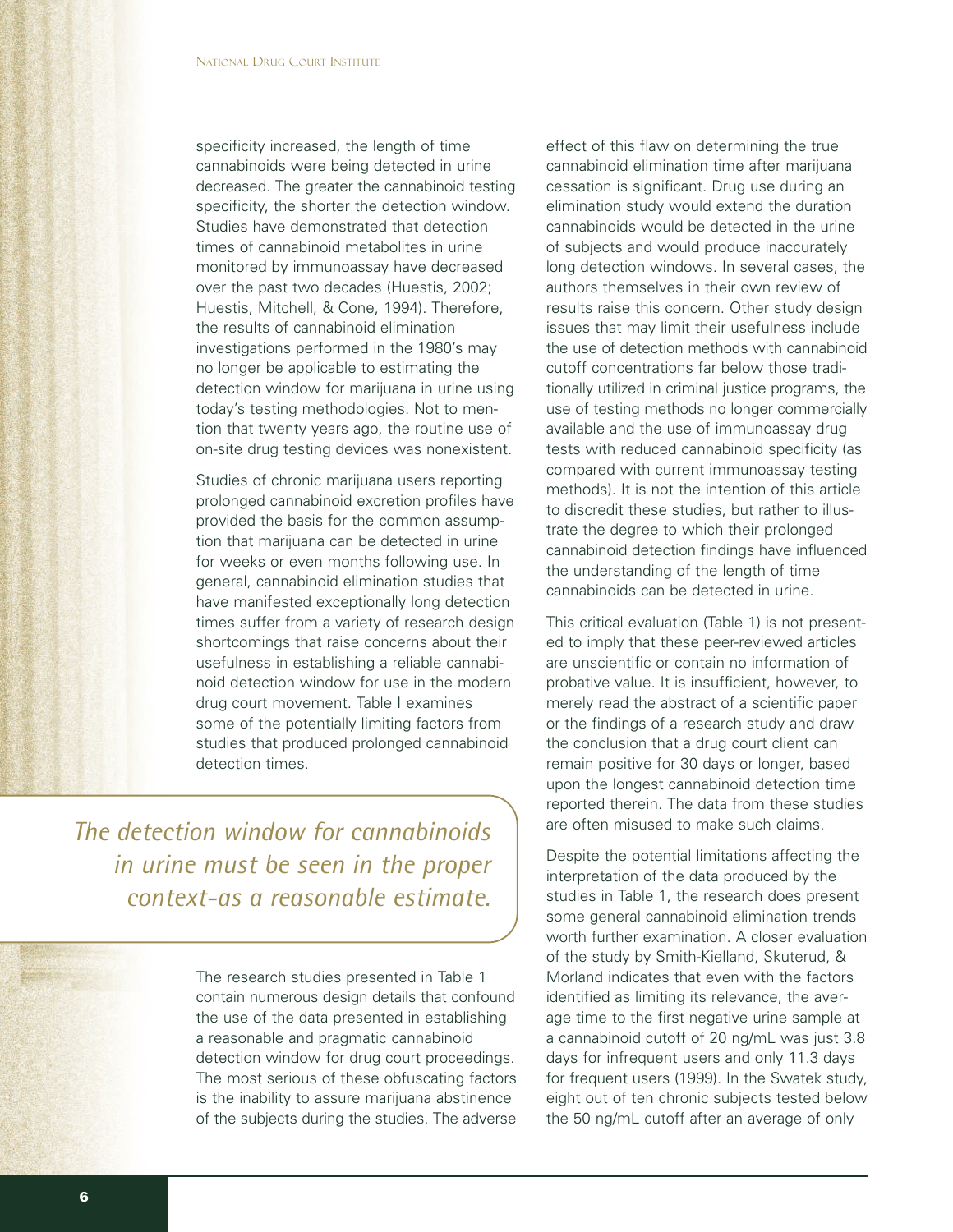specificity increased, the length of time cannabinoids were being detected in urine decreased. The greater the cannabinoid testing specificity, the shorter the detection window. Studies have demonstrated that detection times of cannabinoid metabolites in urine monitored by immunoassay have decreased over the past two decades (Huestis, 2002; Huestis, Mitchell, & Cone, 1994). Therefore, the results of cannabinoid elimination investigations performed in the 1980's may no longer be applicable to estimating the detection window for marijuana in urine using today's testing methodologies. Not to mention that twenty years ago, the routine use of on-site drug testing devices was nonexistent.

Studies of chronic marijuana users reporting prolonged cannabinoid excretion profiles have provided the basis for the common assumption that marijuana can be detected in urine for weeks or even months following use. In general, cannabinoid elimination studies that have manifested exceptionally long detection times suffer from a variety of research design shortcomings that raise concerns about their usefulness in establishing a reliable cannabinoid detection window for use in the modern drug court movement. Table I examines some of the potentially limiting factors from studies that produced prolonged cannabinoid detection times.

*The detection window for cannabinoids in urine must be seen in the proper context-as a reasonable estimate.*

The research studies presented in Table 1 contain numerous design details that confound the use of the data presented in establishing a reasonable and pragmatic cannabinoid detection window for drug court proceedings. The most serious of these obfuscating factors is the inability to assure marijuana abstinence of the subjects during the studies. The adverse effect of this flaw on determining the true cannabinoid elimination time after marijuana cessation is significant. Drug use during an elimination study would extend the duration cannabinoids would be detected in the urine of subjects and would produce inaccurately long detection windows. In several cases, the authors themselves in their own review of results raise this concern. Other study design issues that may limit their usefulness include the use of detection methods with cannabinoid cutoff concentrations far below those traditionally utilized in criminal justice programs, the use of testing methods no longer commercially available and the use of immunoassay drug tests with reduced cannabinoid specificity (as compared with current immunoassay testing methods). It is not the intention of this article to discredit these studies, but rather to illustrate the degree to which their prolonged cannabinoid detection findings have influenced the understanding of the length of time cannabinoids can be detected in urine.

This critical evaluation (Table 1) is not presented to imply that these peer-reviewed articles are unscientific or contain no information of probative value. It is insufficient, however, to merely read the abstract of a scientific paper or the findings of a research study and draw the conclusion that a drug court client can remain positive for 30 days or longer, based upon the longest cannabinoid detection time reported therein. The data from these studies are often misused to make such claims.

Despite the potential limitations affecting the interpretation of the data produced by the studies in Table 1, the research does present some general cannabinoid elimination trends worth further examination. A closer evaluation of the study by Smith-Kielland, Skuterud, & Morland indicates that even with the factors identified as limiting its relevance, the average time to the first negative urine sample at a cannabinoid cutoff of 20 ng/mL was just 3.8 days for infrequent users and only 11.3 days for frequent users (1999). In the Swatek study, eight out of ten chronic subjects tested below the 50 ng/mL cutoff after an average of only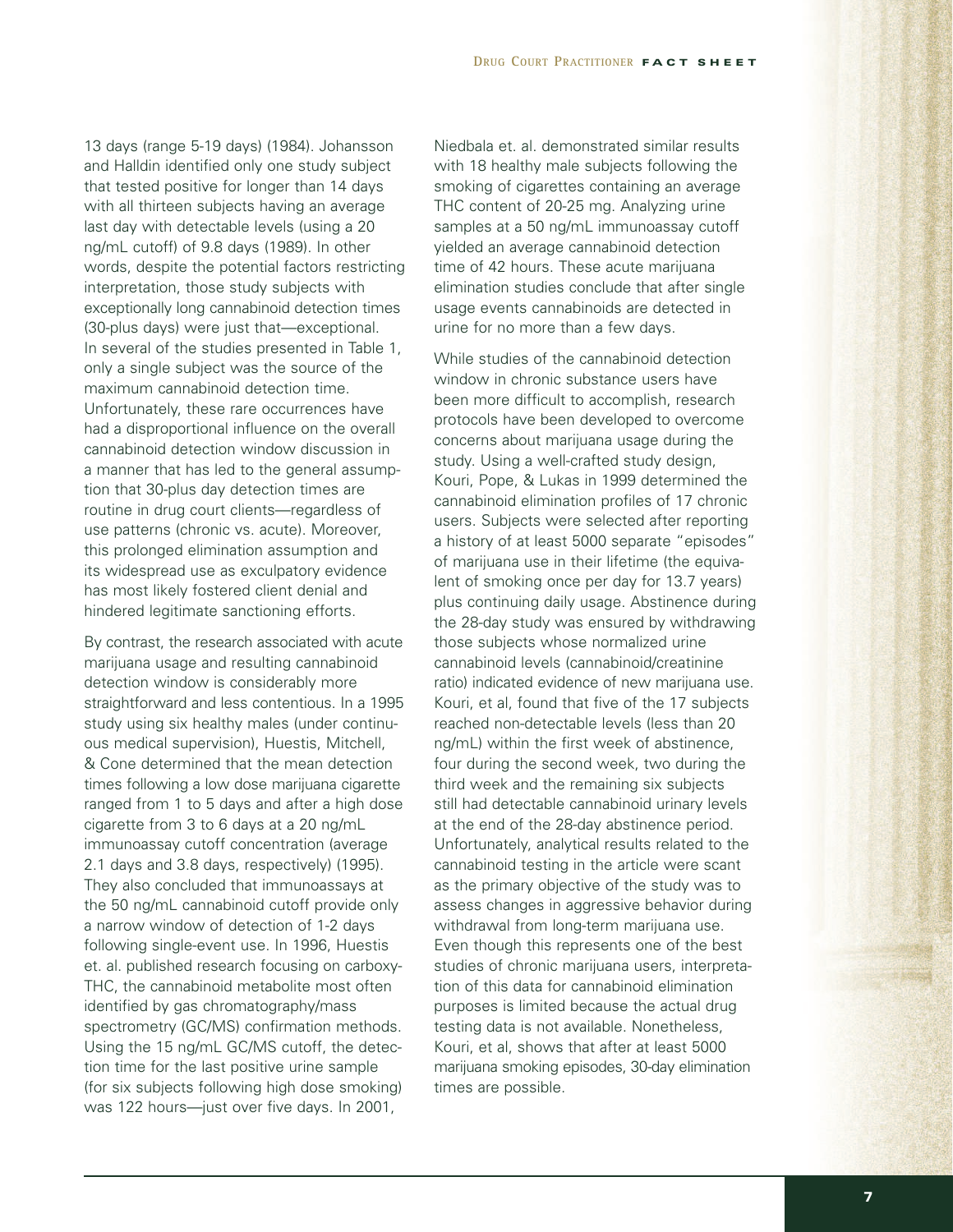13 days (range 5-19 days) (1984). Johansson and Halldin identified only one study subject that tested positive for longer than 14 days with all thirteen subjects having an average last day with detectable levels (using a 20 ng/mL cutoff) of 9.8 days (1989). In other words, despite the potential factors restricting interpretation, those study subjects with exceptionally long cannabinoid detection times (30-plus days) were just that—exceptional. In several of the studies presented in Table 1, only a single subject was the source of the maximum cannabinoid detection time. Unfortunately, these rare occurrences have had a disproportional influence on the overall cannabinoid detection window discussion in a manner that has led to the general assumption that 30-plus day detection times are routine in drug court clients—regardless of use patterns (chronic vs. acute). Moreover, this prolonged elimination assumption and its widespread use as exculpatory evidence has most likely fostered client denial and hindered legitimate sanctioning efforts.

By contrast, the research associated with acute marijuana usage and resulting cannabinoid detection window is considerably more straightforward and less contentious. In a 1995 study using six healthy males (under continuous medical supervision), Huestis, Mitchell, & Cone determined that the mean detection times following a low dose marijuana cigarette ranged from 1 to 5 days and after a high dose cigarette from 3 to 6 days at a 20 ng/mL immunoassay cutoff concentration (average 2.1 days and 3.8 days, respectively) (1995). They also concluded that immunoassays at the 50 ng/mL cannabinoid cutoff provide only a narrow window of detection of 1-2 days following single-event use. In 1996, Huestis et. al. published research focusing on carboxy-THC, the cannabinoid metabolite most often identified by gas chromatography/mass spectrometry (GC/MS) confirmation methods. Using the 15 ng/mL GC/MS cutoff, the detection time for the last positive urine sample (for six subjects following high dose smoking) was 122 hours—just over five days. In 2001, Niedbala et. al. demonstrated similar results with 18 healthy male subjects following the smoking of cigarettes containing an average THC content of 20-25 mg. Analyzing urine samples at a 50 ng/mL immunoassay cutoff yielded an average cannabinoid detection time of 42 hours. These acute marijuana elimination studies conclude that after single usage events cannabinoids are detected in urine for no more than a few days.

While studies of the cannabinoid detection window in chronic substance users have been more difficult to accomplish, research protocols have been developed to overcome concerns about marijuana usage during the study. Using a well-crafted study design, Kouri, Pope, & Lukas in 1999 determined the cannabinoid elimination profiles of 17 chronic users. Subjects were selected after reporting a history of at least 5000 separate "episodes" of marijuana use in their lifetime (the equivalent of smoking once per day for 13.7 years) plus continuing daily usage. Abstinence during the 28-day study was ensured by withdrawing those subjects whose normalized urine cannabinoid levels (cannabinoid/creatinine ratio) indicated evidence of new marijuana use. Kouri, et al, found that five of the 17 subjects reached non-detectable levels (less than 20 ng/mL) within the first week of abstinence, four during the second week, two during the third week and the remaining six subjects still had detectable cannabinoid urinary levels at the end of the 28-day abstinence period. Unfortunately, analytical results related to the cannabinoid testing in the article were scant as the primary objective of the study was to assess changes in aggressive behavior during withdrawal from long-term marijuana use. Even though this represents one of the best studies of chronic marijuana users, interpretation of this data for cannabinoid elimination purposes is limited because the actual drug testing data is not available. Nonetheless, Kouri, et al, shows that after at least 5000 marijuana smoking episodes, 30-day elimination times are possible.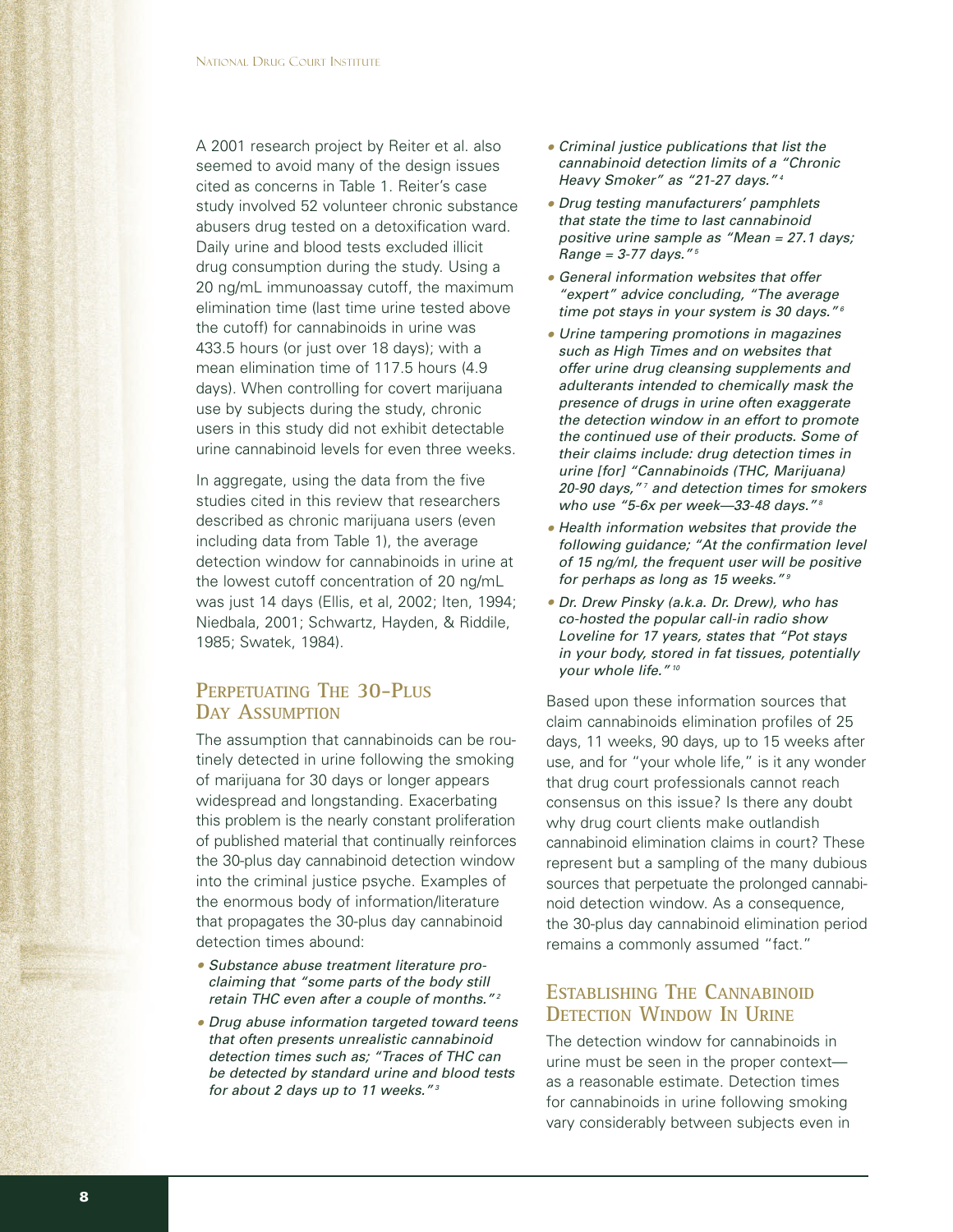A 2001 research project by Reiter et al. also seemed to avoid many of the design issues cited as concerns in Table 1. Reiter's case study involved 52 volunteer chronic substance abusers drug tested on a detoxification ward. Daily urine and blood tests excluded illicit drug consumption during the study. Using a 20 ng/mL immunoassay cutoff, the maximum elimination time (last time urine tested above the cutoff) for cannabinoids in urine was 433.5 hours (or just over 18 days); with a mean elimination time of 117.5 hours (4.9 days). When controlling for covert marijuana use by subjects during the study, chronic users in this study did not exhibit detectable urine cannabinoid levels for even three weeks.

In aggregate, using the data from the five studies cited in this review that researchers described as chronic marijuana users (even including data from Table 1), the average detection window for cannabinoids in urine at the lowest cutoff concentration of 20 ng/mL was just 14 days (Ellis, et al, 2002; Iten, 1994; Niedbala, 2001; Schwartz, Hayden, & Riddile, 1985; Swatek, 1984).

## Perpetuating The 30-Plus Day Assumption

The assumption that cannabinoids can be routinely detected in urine following the smoking of marijuana for 30 days or longer appears widespread and longstanding. Exacerbating this problem is the nearly constant proliferation of published material that continually reinforces the 30-plus day cannabinoid detection window into the criminal justice psyche. Examples of the enormous body of information/literature that propagates the 30-plus day cannabinoid detection times abound:

- *Substance abuse treatment literature proclaiming that "some parts of the body still retain THC even after a couple of months."*[2]
- *Drug abuse information targeted toward teens that often presents unrealistic cannabinoid detection times such as; "Traces of THC can be detected by standard urine and blood tests for about 2 days up to 11 weeks."*[3]
- *Criminal justice publications that list the cannabinoid detection limits of a "Chronic Heavy Smoker" as "21-27 days."*[4]
- *Drug testing manufacturers' pamphlets that state the time to last cannabinoid positive urine sample as "Mean = 27.1 days; Range = 3-77 days."*[5]
- *General information websites that offer "expert" advice concluding, "The average time pot stays in your system is 30 days."*[6]
- *Urine tampering promotions in magazines such as High Times and on websites that offer urine drug cleansing supplements and adulterants intended to chemically mask the presence of drugs in urine often exaggerate the detection window in an effort to promote the continued use of their products. Some of their claims include: drug detection times in urine [for] "Cannabinoids (THC, Marijuana) 20-90 days,"*[7] *and detection times for smokers who use "5-6x per week—33-48 days."*[8]
- *Health information websites that provide the following guidance; "At the confirmation level of 15 ng/ml, the frequent user will be positive for perhaps as long as 15 weeks."*[9]
- *Dr. Drew Pinsky (a.k.a. Dr. Drew), who has co-hosted the popular call-in radio show Loveline for 17 years, states that "Pot stays in your body, stored in fat tissues, potentially your whole life."*[10]

Based upon these information sources that claim cannabinoids elimination profiles of 25 days, 11 weeks, 90 days, up to 15 weeks after use, and for "your whole life," is it any wonder that drug court professionals cannot reach consensus on this issue? Is there any doubt why drug court clients make outlandish cannabinoid elimination claims in court? These represent but a sampling of the many dubious sources that perpetuate the prolonged cannabinoid detection window. As a consequence, the 30-plus day cannabinoid elimination period remains a commonly assumed "fact."

## Establishing The Cannabinoid Detection Window In Urine

The detection window for cannabinoids in urine must be seen in the proper context—as a reasonable estimate. Detection times for cannabinoids in urine following smoking vary considerably between subjects even in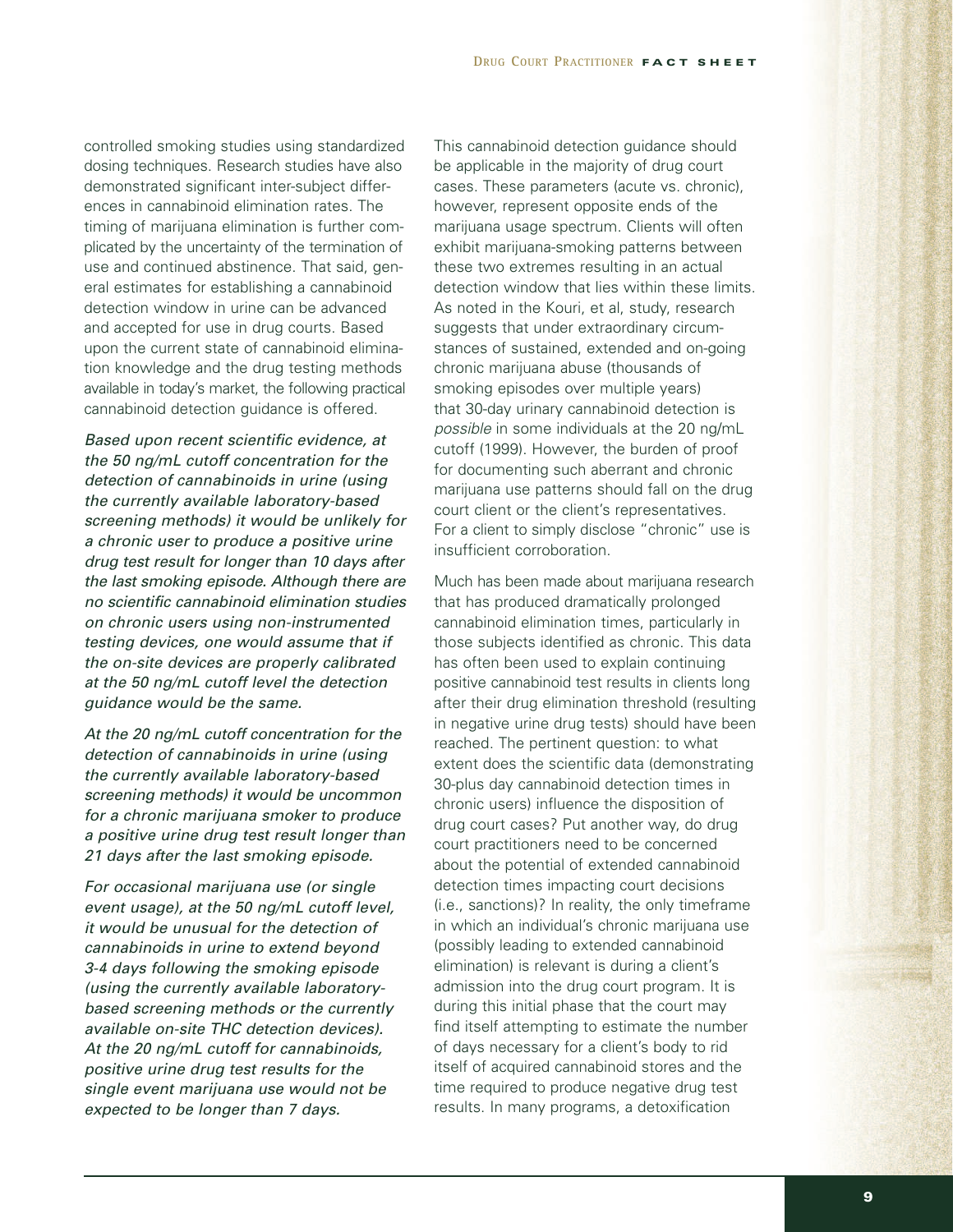controlled smoking studies using standardized dosing techniques. Research studies have also demonstrated significant inter-subject differences in cannabinoid elimination rates. The timing of marijuana elimination is further complicated by the uncertainty of the termination of use and continued abstinence. That said, general estimates for establishing a cannabinoid detection window in urine can be advanced and accepted for use in drug courts. Based upon the current state of cannabinoid elimination knowledge and the drug testing methods available in today's market, the following practical cannabinoid detection guidance is offered.

*Based upon recent scientific evidence, at the 50 ng/mL cutoff concentration for the detection of cannabinoids in urine (using the currently available laboratory-based screening methods) it would be unlikely for a chronic user to produce a positive urine drug test result for longer than 10 days after the last smoking episode. Although there are no scientific cannabinoid elimination studies on chronic users using non-instrumented testing devices, one would assume that if the on-site devices are properly calibrated at the 50 ng/mL cutoff level the detection guidance would be the same.*

*At the 20 ng/mL cutoff concentration for the detection of cannabinoids in urine (using the currently available laboratory-based screening methods) it would be uncommon for a chronic marijuana smoker to produce a positive urine drug test result longer than 21 days after the last smoking episode.*

*For occasional marijuana use (or single event usage), at the 50 ng/mL cutoff level, it would be unusual for the detection of cannabinoids in urine to extend beyond 3-4 days following the smoking episode (using the currently available laboratory-based screening methods or the currently available on-site THC detection devices). At the 20 ng/mL cutoff for cannabinoids, positive urine drug test results for the single event marijuana use would not be expected to be longer than 7 days.*

This cannabinoid detection guidance should be applicable in the majority of drug court cases. These parameters (acute vs. chronic), however, represent opposite ends of the marijuana usage spectrum. Clients will often exhibit marijuana-smoking patterns between these two extremes resulting in an actual detection window that lies within these limits. As noted in the Kouri, et al, study, research suggests that under extraordinary circumstances of sustained, extended and on-going chronic marijuana abuse (thousands of smoking episodes over multiple years) that 30-day urinary cannabinoid detection is *possible* in some individuals at the 20 ng/mL cutoff (1999). However, the burden of proof for documenting such aberrant and chronic marijuana use patterns should fall on the drug court client or the client's representatives. For a client to simply disclose "chronic" use is insufficient corroboration.

Much has been made about marijuana research that has produced dramatically prolonged cannabinoid elimination times, particularly in those subjects identified as chronic. This data has often been used to explain continuing positive cannabinoid test results in clients long after their drug elimination threshold (resulting in negative urine drug tests) should have been reached. The pertinent question: to what extent does the scientific data (demonstrating 30-plus day cannabinoid detection times in chronic users) influence the disposition of drug court cases? Put another way, do drug court practitioners need to be concerned about the potential of extended cannabinoid detection times impacting court decisions (i.e., sanctions)? In reality, the only timeframe in which an individual's chronic marijuana use (possibly leading to extended cannabinoid elimination) is relevant is during a client's admission into the drug court program. It is during this initial phase that the court may find itself attempting to estimate the number of days necessary for a client's body to rid itself of acquired cannabinoid stores and the time required to produce negative drug test results. In many programs, a detoxification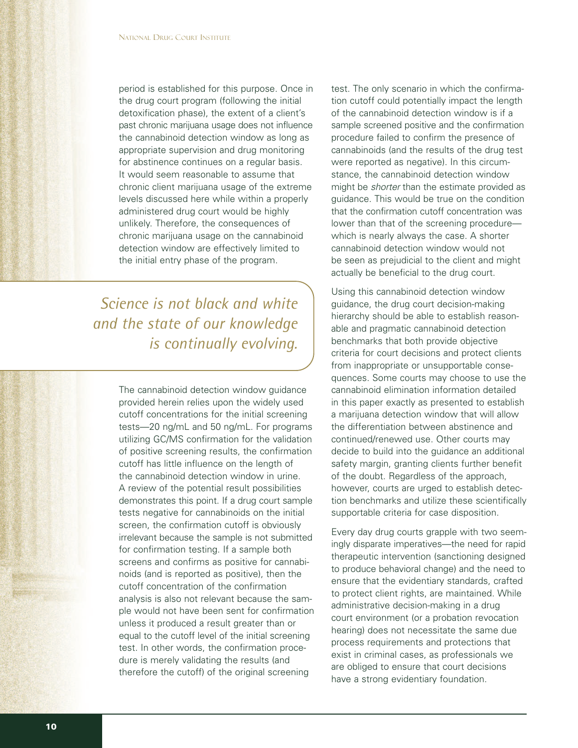period is established for this purpose. Once in the drug court program (following the initial detoxification phase), the extent of a client's past chronic marijuana usage does not influence the cannabinoid detection window as long as appropriate supervision and drug monitoring for abstinence continues on a regular basis. It would seem reasonable to assume that chronic client marijuana usage of the extreme levels discussed here while within a properly administered drug court would be highly unlikely. Therefore, the consequences of chronic marijuana usage on the cannabinoid detection window are effectively limited to the initial entry phase of the program.

*Science is not black and white and the state of our knowledge is continually evolving.*

The cannabinoid detection window guidance provided herein relies upon the widely used cutoff concentrations for the initial screening tests—20 ng/mL and 50 ng/mL. For programs utilizing GC/MS confirmation for the validation of positive screening results, the confirmation cutoff has little influence on the length of the cannabinoid detection window in urine. A review of the potential result possibilities demonstrates this point. If a drug court sample tests negative for cannabinoids on the initial screen, the confirmation cutoff is obviously irrelevant because the sample is not submitted for confirmation testing. If a sample both screens and confirms as positive for cannabinoids (and is reported as positive), then the cutoff concentration of the confirmation analysis is also not relevant because the sample would not have been sent for confirmation unless it produced a result greater than or equal to the cutoff level of the initial screening test. In other words, the confirmation procedure is merely validating the results (and therefore the cutoff) of the original screening test. The only scenario in which the confirmation cutoff could potentially impact the length of the cannabinoid detection window is if a sample screened positive and the confirmation procedure failed to confirm the presence of cannabinoids (and the results of the drug test were reported as negative). In this circumstance, the cannabinoid detection window might be *shorter* than the estimate provided as guidance. This would be true on the condition that the confirmation cutoff concentration was lower than that of the screening procedure—which is nearly always the case. A shorter cannabinoid detection window would not be seen as prejudicial to the client and might actually be beneficial to the drug court.

Using this cannabinoid detection window guidance, the drug court decision-making hierarchy should be able to establish reasonable and pragmatic cannabinoid detection benchmarks that both provide objective criteria for court decisions and protect clients from inappropriate or unsupportable consequences. Some courts may choose to use the cannabinoid elimination information detailed in this paper exactly as presented to establish a marijuana detection window that will allow the differentiation between abstinence and continued/renewed use. Other courts may decide to build into the guidance an additional safety margin, granting clients further benefit of the doubt. Regardless of the approach, however, courts are urged to establish detection benchmarks and utilize these scientifically supportable criteria for case disposition.

Every day drug courts grapple with two seemingly disparate imperatives—the need for rapid therapeutic intervention (sanctioning designed to produce behavioral change) and the need to ensure that the evidentiary standards, crafted to protect client rights, are maintained. While administrative decision-making in a drug court environment (or a probation revocation hearing) does not necessitate the same due process requirements and protections that exist in criminal cases, as professionals we are obliged to ensure that court decisions have a strong evidentiary foundation.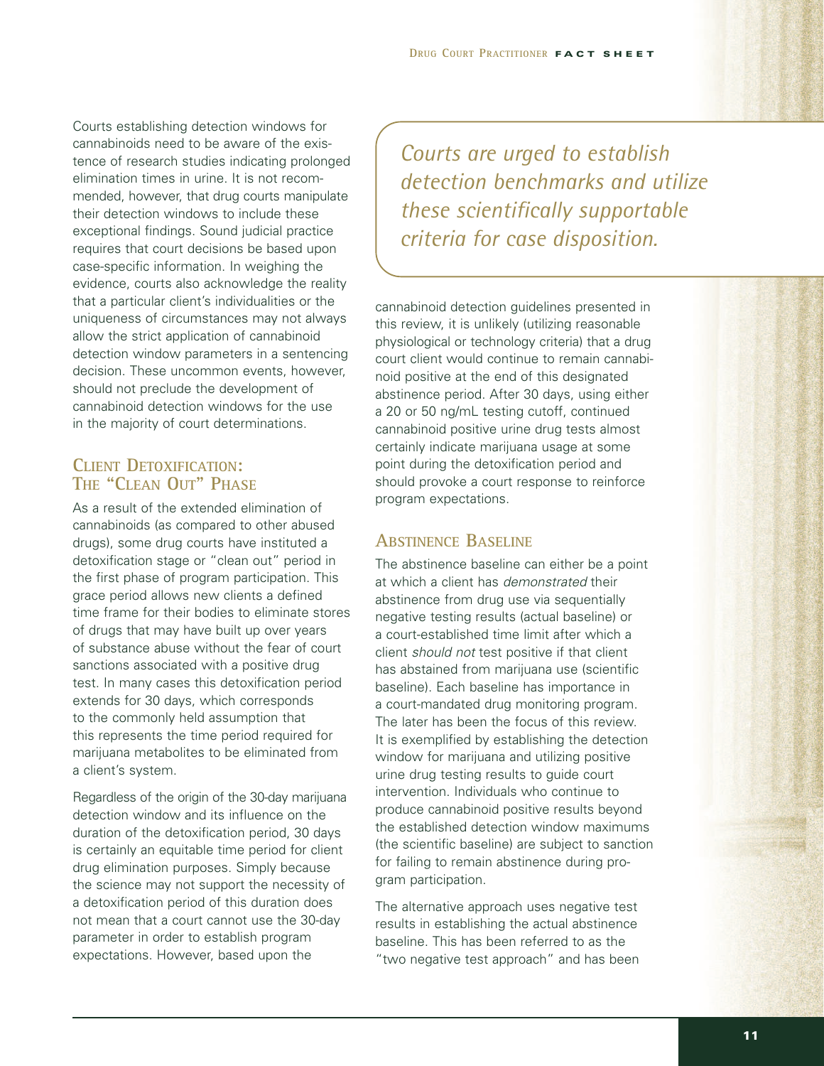Courts establishing detection windows for cannabinoids need to be aware of the existence of research studies indicating prolonged elimination times in urine. It is not recommended, however, that drug courts manipulate their detection windows to include these exceptional findings. Sound judicial practice requires that court decisions be based upon case-specific information. In weighing the evidence, courts also acknowledge the reality that a particular client's individualities or the uniqueness of circumstances may not always allow the strict application of cannabinoid detection window parameters in a sentencing decision. These uncommon events, however, should not preclude the development of cannabinoid detection windows for the use in the majority of court determinations.

## Client Detoxification: The "Clean Out" Phase

As a result of the extended elimination of cannabinoids (as compared to other abused drugs), some drug courts have instituted a detoxification stage or "clean out" period in the first phase of program participation. This grace period allows new clients a defined time frame for their bodies to eliminate stores of drugs that may have built up over years of substance abuse without the fear of court sanctions associated with a positive drug test. In many cases this detoxification period extends for 30 days, which corresponds to the commonly held assumption that this represents the time period required for marijuana metabolites to be eliminated from a client's system.

Regardless of the origin of the 30-day marijuana detection window and its influence on the duration of the detoxification period, 30 days is certainly an equitable time period for client drug elimination purposes. Simply because the science may not support the necessity of a detoxification period of this duration does not mean that a court cannot use the 30-day parameter in order to establish program expectations. However, based upon the cannabinoid detection guidelines presented in this review, it is unlikely (utilizing reasonable physiological or technology criteria) that a drug court client would continue to remain cannabinoid positive at the end of this designated abstinence period. After 30 days, using either a 20 or 50 ng/mL testing cutoff, continued cannabinoid positive urine drug tests almost certainly indicate marijuana usage at some point during the detoxification period and should provoke a court response to reinforce program expectations.

> *Courts are urged to establish detection benchmarks and utilize these scientifically supportable criteria for case disposition.*

## Abstinence Baseline

The abstinence baseline can either be a point at which a client has *demonstrated* their abstinence from drug use via sequentially negative testing results (actual baseline) or a court-established time limit after which a client *should not* test positive if that client has abstained from marijuana use (scientific baseline). Each baseline has importance in a court-mandated drug monitoring program. The later has been the focus of this review. It is exemplified by establishing the detection window for marijuana and utilizing positive urine drug testing results to guide court intervention. Individuals who continue to produce cannabinoid positive results beyond the established detection window maximums (the scientific baseline) are subject to sanction for failing to remain abstinence during program participation.

The alternative approach uses negative test results in establishing the actual abstinence baseline. This has been referred to as the "two negative test approach" and has been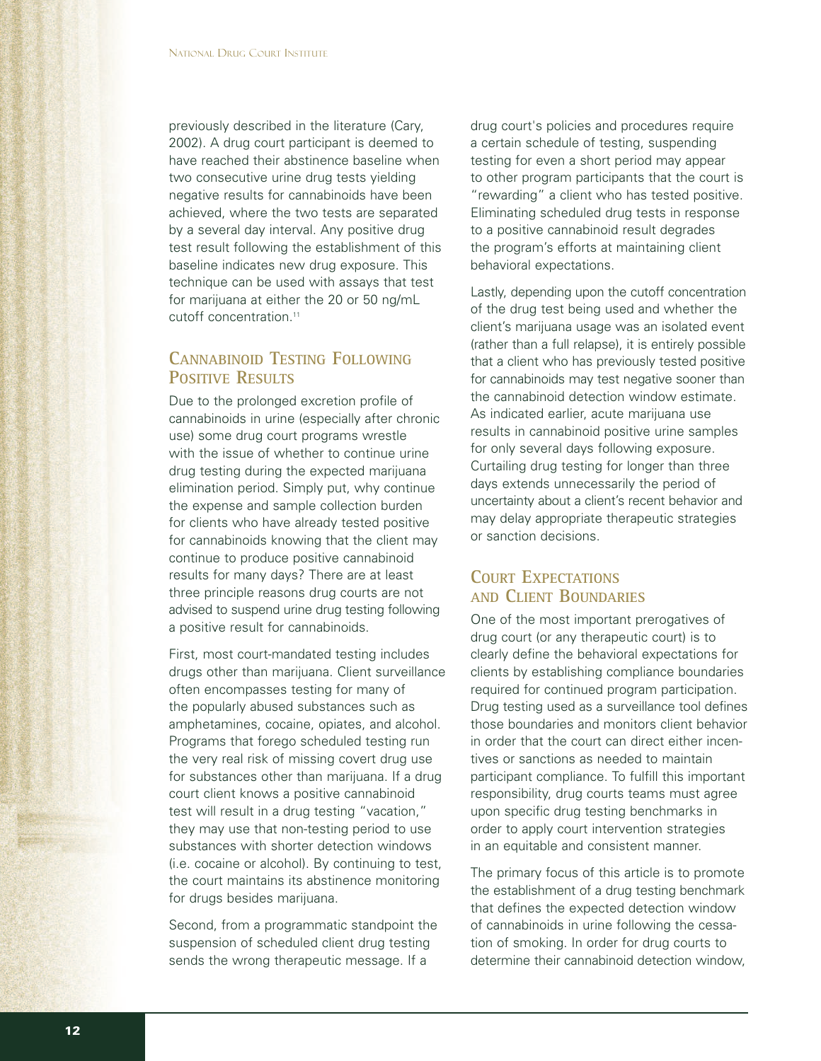previously described in the literature (Cary, 2002). A drug court participant is deemed to have reached their abstinence baseline when two consecutive urine drug tests yielding negative results for cannabinoids have been achieved, where the two tests are separated by a several day interval. Any positive drug test result following the establishment of this baseline indicates new drug exposure. This technique can be used with assays that test for marijuana at either the 20 or 50 ng/mL cutoff concentration.[11]

## Cannabinoid Testing Following Positive Results

Due to the prolonged excretion profile of cannabinoids in urine (especially after chronic use) some drug court programs wrestle with the issue of whether to continue urine drug testing during the expected marijuana elimination period. Simply put, why continue the expense and sample collection burden for clients who have already tested positive for cannabinoids knowing that the client may continue to produce positive cannabinoid results for many days? There are at least three principle reasons drug courts are not advised to suspend urine drug testing following a positive result for cannabinoids.

First, most court-mandated testing includes drugs other than marijuana. Client surveillance often encompasses testing for many of the popularly abused substances such as amphetamines, cocaine, opiates, and alcohol. Programs that forego scheduled testing run the very real risk of missing covert drug use for substances other than marijuana. If a drug court client knows a positive cannabinoid test will result in a drug testing "vacation," they may use that non-testing period to use substances with shorter detection windows (i.e. cocaine or alcohol). By continuing to test, the court maintains its abstinence monitoring for drugs besides marijuana.

Second, from a programmatic standpoint the suspension of scheduled client drug testing sends the wrong therapeutic message. If a drug court's policies and procedures require a certain schedule of testing, suspending testing for even a short period may appear to other program participants that the court is "rewarding" a client who has tested positive. Eliminating scheduled drug tests in response to a positive cannabinoid result degrades the program's efforts at maintaining client behavioral expectations.

Lastly, depending upon the cutoff concentration of the drug test being used and whether the client's marijuana usage was an isolated event (rather than a full relapse), it is entirely possible that a client who has previously tested positive for cannabinoids may test negative sooner than the cannabinoid detection window estimate. As indicated earlier, acute marijuana use results in cannabinoid positive urine samples for only several days following exposure. Curtailing drug testing for longer than three days extends unnecessarily the period of uncertainty about a client's recent behavior and may delay appropriate therapeutic strategies or sanction decisions.

## Court Expectations and Client Boundaries

One of the most important prerogatives of drug court (or any therapeutic court) is to clearly define the behavioral expectations for clients by establishing compliance boundaries required for continued program participation. Drug testing used as a surveillance tool defines those boundaries and monitors client behavior in order that the court can direct either incentives or sanctions as needed to maintain participant compliance. To fulfill this important responsibility, drug courts teams must agree upon specific drug testing benchmarks in order to apply court intervention strategies in an equitable and consistent manner.

The primary focus of this article is to promote the establishment of a drug testing benchmark that defines the expected detection window of cannabinoids in urine following the cessation of smoking. In order for drug courts to determine their cannabinoid detection window,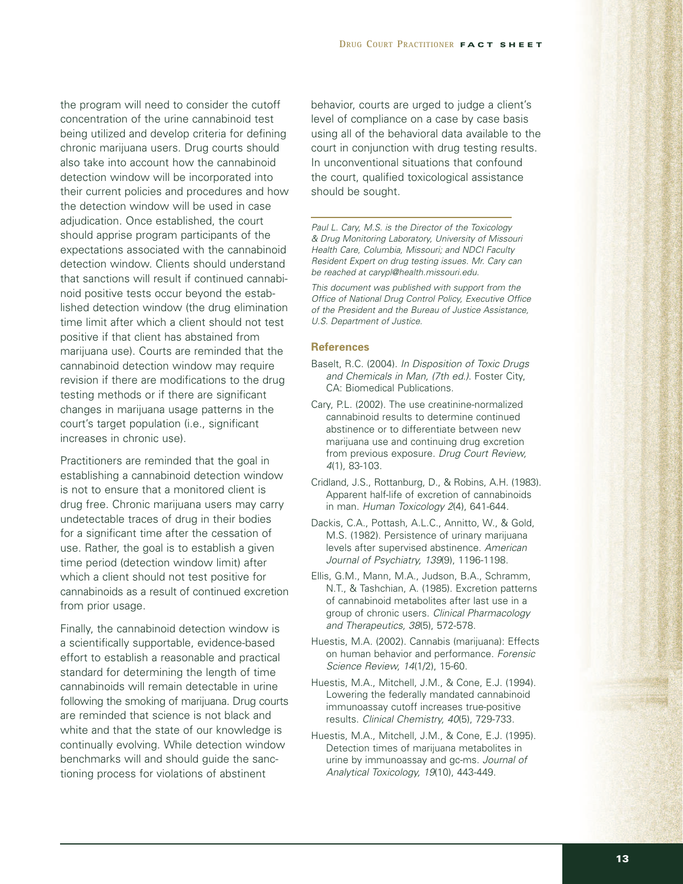the program will need to consider the cutoff concentration of the urine cannabinoid test being utilized and develop criteria for defining chronic marijuana users. Drug courts should also take into account how the cannabinoid detection window will be incorporated into their current policies and procedures and how the detection window will be used in case adjudication. Once established, the court should apprise program participants of the expectations associated with the cannabinoid detection window. Clients should understand that sanctions will result if continued cannabinoid positive tests occur beyond the established detection window (the drug elimination time limit after which a client should not test positive if that client has abstained from marijuana use). Courts are reminded that the cannabinoid detection window may require revision if there are modifications to the drug testing methods or if there are significant changes in marijuana usage patterns in the court's target population (i.e., significant increases in chronic use).

Practitioners are reminded that the goal in establishing a cannabinoid detection window is not to ensure that a monitored client is drug free. Chronic marijuana users may carry undetectable traces of drug in their bodies for a significant time after the cessation of use. Rather, the goal is to establish a given time period (detection window limit) after which a client should not test positive for cannabinoids as a result of continued excretion from prior usage.

Finally, the cannabinoid detection window is a scientifically supportable, evidence-based effort to establish a reasonable and practical standard for determining the length of time cannabinoids will remain detectable in urine following the smoking of marijuana. Drug courts are reminded that science is not black and white and that the state of our knowledge is continually evolving. While detection window benchmarks will and should guide the sanctioning process for violations of abstinent behavior, courts are urged to judge a client's level of compliance on a case by case basis using all of the behavioral data available to the court in conjunction with drug testing results. In unconventional situations that confound the court, qualified toxicological assistance should be sought.

---

*Paul L. Cary, M.S. is the Director of the Toxicology & Drug Monitoring Laboratory, University of Missouri Health Care, Columbia, Missouri; and NDCI Faculty Resident Expert on drug testing issues. Mr. Cary can be reached at carypl@health.missouri.edu.*

*This document was published with support from the Office of National Drug Control Policy, Executive Office of the President and the Bureau of Justice Assistance, U.S. Department of Justice.*

### References

Baselt, R.C. (2004). *In Disposition of Toxic Drugs and Chemicals in Man, (7th ed.)*. Foster City, CA: Biomedical Publications.

Cary, P.L. (2002). The use creatinine-normalized cannabinoid results to determine continued abstinence or to differentiate between new marijuana use and continuing drug excretion from previous exposure. *Drug Court Review, 4*(1), 83-103.

Cridland, J.S., Rottanburg, D., & Robins, A.H. (1983). Apparent half-life of excretion of cannabinoids in man. *Human Toxicology 2*(4), 641-644.

Dackis, C.A., Pottash, A.L.C., Annitto, W., & Gold, M.S. (1982). Persistence of urinary marijuana levels after supervised abstinence. *American Journal of Psychiatry, 139*(9), 1196-1198.

Ellis, G.M., Mann, M.A., Judson, B.A., Schramm, N.T., & Tashchian, A. (1985). Excretion patterns of cannabinoid metabolites after last use in a group of chronic users. *Clinical Pharmacology and Therapeutics, 38*(5), 572-578.

Huestis, M.A. (2002). Cannabis (marijuana): Effects on human behavior and performance. *Forensic Science Review, 14*(1/2), 15-60.

Huestis, M.A., Mitchell, J.M., & Cone, E.J. (1994). Lowering the federally mandated cannabinoid immunoassay cutoff increases true-positive results. *Clinical Chemistry, 40*(5), 729-733.

Huestis, M.A., Mitchell, J.M., & Cone, E.J. (1995). Detection times of marijuana metabolites in urine by immunoassay and gc-ms. *Journal of Analytical Toxicology, 19*(10), 443-449.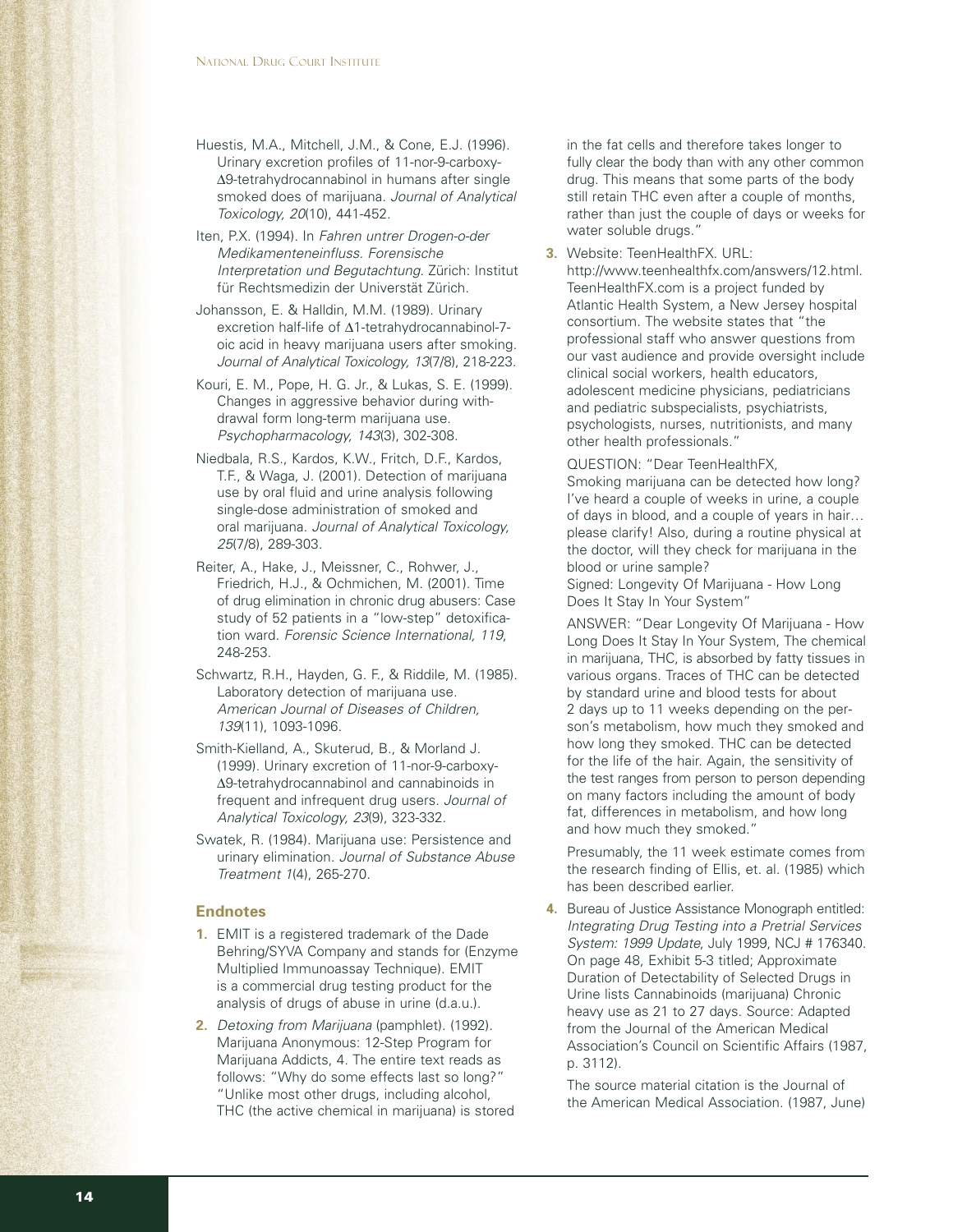Huestis, M.A., Mitchell, J.M., & Cone, E.J. (1996). Urinary excretion profiles of 11-nor-9-carboxy-Δ9-tetrahydrocannabinol in humans after single smoked does of marijuana. *Journal of Analytical Toxicology, 20*(10), 441-452.

Iten, P.X. (1994). In *Fahren untrer Drogen-o-der Medikamenteneinfluss. Forensische Interpretation und Begutachtung*. Zürich: Institut für Rechtsmedizin der Universtät Zürich.

Johansson, E. & Halldin, M.M. (1989). Urinary excretion half-life of Δ1-tetrahydrocannabinol-7-oic acid in heavy marijuana users after smoking. *Journal of Analytical Toxicology, 13*(7/8), 218-223.

Kouri, E. M., Pope, H. G. Jr., & Lukas, S. E. (1999). Changes in aggressive behavior during withdrawal form long-term marijuana use. *Psychopharmacology, 143*(3), 302-308.

Niedbala, R.S., Kardos, K.W., Fritch, D.F., Kardos, T.F., & Waga, J. (2001). Detection of marijuana use by oral fluid and urine analysis following single-dose administration of smoked and oral marijuana. *Journal of Analytical Toxicology, 25*(7/8), 289-303.

Reiter, A., Hake, J., Meissner, C., Rohwer, J., Friedrich, H.J., & Ochmichen, M. (2001). Time of drug elimination in chronic drug abusers: Case study of 52 patients in a "low-step" detoxification ward. *Forensic Science International, 119*, 248-253.

Schwartz, R.H., Hayden, G. F., & Riddile, M. (1985). Laboratory detection of marijuana use. *American Journal of Diseases of Children, 139*(11), 1093-1096.

Smith-Kielland, A., Skuterud, B., & Morland J. (1999). Urinary excretion of 11-nor-9-carboxy-Δ9-tetrahydrocannabinol and cannabinoids in frequent and infrequent drug users. *Journal of Analytical Toxicology, 23*(9), 323-332.

Swatek, R. (1984). Marijuana use: Persistence and urinary elimination. *Journal of Substance Abuse Treatment 1*(4), 265-270.

### Endnotes

1. EMIT is a registered trademark of the Dade Behring/SYVA Company and stands for (Enzyme Multiplied Immunoassay Technique). EMIT is a commercial drug testing product for the analysis of drugs of abuse in urine (d.a.u.).

2. *Detoxing from Marijuana* (pamphlet). (1992). Marijuana Anonymous: 12-Step Program for Marijuana Addicts, 4. The entire text reads as follows: "Why do some effects last so long?" "Unlike most other drugs, including alcohol, THC (the active chemical in marijuana) is stored in the fat cells and therefore takes longer to fully clear the body than with any other common drug. This means that some parts of the body still retain THC even after a couple of months, rather than just the couple of days or weeks for water soluble drugs."

3. Website: TeenHealthFX. URL: http://www.teenhealthfx.com/answers/12.html. TeenHealthFX.com is a project funded by Atlantic Health System, a New Jersey hospital consortium. The website states that "the professional staff who answer questions from our vast audience and provide oversight include clinical social workers, health educators, adolescent medicine physicians, pediatricians and pediatric subspecialists, psychiatrists, psychologists, nurses, nutritionists, and many other health professionals."

   QUESTION: "Dear TeenHealthFX,
   Smoking marijuana can be detected how long? I've heard a couple of weeks in urine, a couple of days in blood, and a couple of years in hair… please clarify! Also, during a routine physical at the doctor, will they check for marijuana in the blood or urine sample?
   Signed: Longevity Of Marijuana - How Long Does It Stay In Your System"

   ANSWER: "Dear Longevity Of Marijuana - How Long Does It Stay In Your System, The chemical in marijuana, THC, is absorbed by fatty tissues in various organs. Traces of THC can be detected by standard urine and blood tests for about 2 days up to 11 weeks depending on the person's metabolism, how much they smoked and how long they smoked. THC can be detected for the life of the hair. Again, the sensitivity of the test ranges from person to person depending on many factors including the amount of body fat, differences in metabolism, and how long and how much they smoked."

   Presumably, the 11 week estimate comes from the research finding of Ellis, et. al. (1985) which has been described earlier.

4. Bureau of Justice Assistance Monograph entitled: *Integrating Drug Testing into a Pretrial Services System: 1999 Update*, July 1999, NCJ # 176340. On page 48, Exhibit 5-3 titled; Approximate Duration of Detectability of Selected Drugs in Urine lists Cannabinoids (marijuana) Chronic heavy use as 21 to 27 days. Source: Adapted from the Journal of the American Medical Association's Council on Scientific Affairs (1987, p. 3112).

   The source material citation is the Journal of the American Medical Association. (1987, June)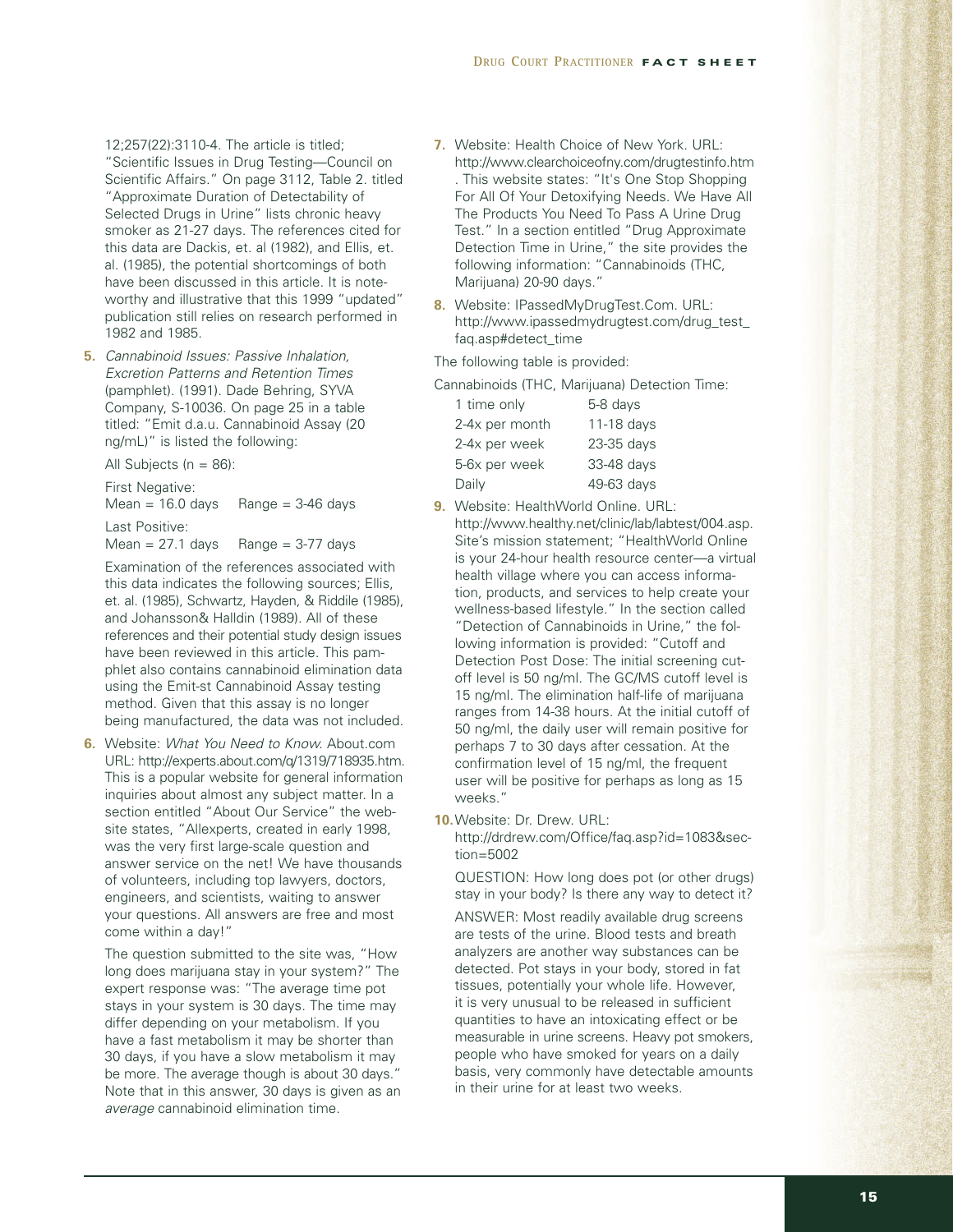12;257(22):3110-4. The article is titled; "Scientific Issues in Drug Testing—Council on Scientific Affairs." On page 3112, Table 2. titled "Approximate Duration of Detectability of Selected Drugs in Urine" lists chronic heavy smoker as 21-27 days. The references cited for this data are Dackis, et. al (1982), and Ellis, et. al. (1985), the potential shortcomings of both have been discussed in this article. It is noteworthy and illustrative that this 1999 "updated" publication still relies on research performed in 1982 and 1985.

5. *Cannabinoid Issues: Passive Inhalation, Excretion Patterns and Retention Times* (pamphlet). (1991). Dade Behring, SYVA Company, S-10036. On page 25 in a table titled: "Emit d.a.u. Cannabinoid Assay (20 ng/mL)" is listed the following:

   All Subjects (n = 86):

   First Negative:
   Mean = 16.0 days    Range = 3-46 days

   Last Positive:
   Mean = 27.1 days    Range = 3-77 days

   Examination of the references associated with this data indicates the following sources; Ellis, et. al. (1985), Schwartz, Hayden, & Riddile (1985), and Johansson& Halldin (1989). All of these references and their potential study design issues have been reviewed in this article. This pamphlet also contains cannabinoid elimination data using the Emit-st Cannabinoid Assay testing method. Given that this assay is no longer being manufactured, the data was not included.

6. Website: *What You Need to Know*. About.com URL: http://experts.about.com/q/1319/718935.htm. This is a popular website for general information inquiries about almost any subject matter. In a section entitled "About Our Service" the website states, "Allexperts, created in early 1998, was the very first large-scale question and answer service on the net! We have thousands of volunteers, including top lawyers, doctors, engineers, and scientists, waiting to answer your questions. All answers are free and most come within a day!"

   The question submitted to the site was, "How long does marijuana stay in your system?" The expert response was: "The average time pot stays in your system is 30 days. The time may differ depending on your metabolism. If you have a fast metabolism it may be shorter than 30 days, if you have a slow metabolism it may be more. The average though is about 30 days." Note that in this answer, 30 days is given as an *average* cannabinoid elimination time.

7. Website: Health Choice of New York. URL: http://www.clearchoiceofny.com/drugtestinfo.htm . This website states: "It's One Stop Shopping For All Of Your Detoxifying Needs. We Have All The Products You Need To Pass A Urine Drug Test." In a section entitled "Drug Approximate Detection Time in Urine," the site provides the following information: "Cannabinoids (THC, Marijuana) 20-90 days."

8. Website: IPassedMyDrugTest.Com. URL: http://www.ipassedmydrugtest.com/drug_test_faq.asp#detect_time

The following table is provided:

Cannabinoids (THC, Marijuana) Detection Time:

| Use | Detection Time |
|---|---|
| 1 time only | 5-8 days |
| 2-4x per month | 11-18 days |
| 2-4x per week | 23-35 days |
| 5-6x per week | 33-48 days |
| Daily | 49-63 days |

9. Website: HealthWorld Online. URL: http://www.healthy.net/clinic/lab/labtest/004.asp. Site's mission statement; "HealthWorld Online is your 24-hour health resource center—a virtual health village where you can access information, products, and services to help create your wellness-based lifestyle." In the section called "Detection of Cannabinoids in Urine," the following information is provided: "Cutoff and Detection Post Dose: The initial screening cutoff level is 50 ng/ml. The GC/MS cutoff level is 15 ng/ml. The elimination half-life of marijuana ranges from 14-38 hours. At the initial cutoff of 50 ng/ml, the daily user will remain positive for perhaps 7 to 30 days after cessation. At the confirmation level of 15 ng/ml, the frequent user will be positive for perhaps as long as 15 weeks."

10. Website: Dr. Drew. URL: http://drdrew.com/Office/faq.asp?id=1083&section=5002

    QUESTION: How long does pot (or other drugs) stay in your body? Is there any way to detect it?

    ANSWER: Most readily available drug screens are tests of the urine. Blood tests and breath analyzers are another way substances can be detected. Pot stays in your body, stored in fat tissues, potentially your whole life. However, it is very unusual to be released in sufficient quantities to have an intoxicating effect or be measurable in urine screens. Heavy pot smokers, people who have smoked for years on a daily basis, very commonly have detectable amounts in their urine for at least two weeks.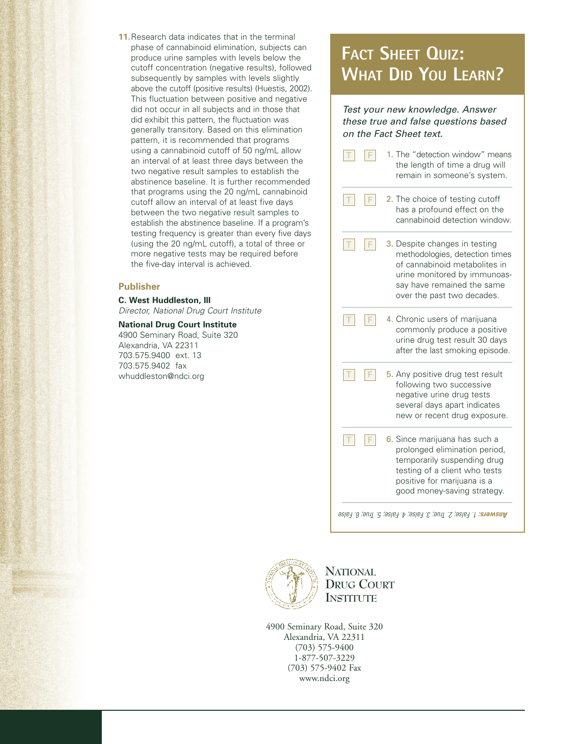11. Research data indicates that in the terminal phase of cannabinoid elimination, subjects can produce urine samples with levels below the cutoff concentration (negative results), followed subsequently by samples with levels slightly above the cutoff (positive results) (Huestis, 2002). This fluctuation between positive and negative did not occur in all subjects and in those that did exhibit this pattern, the fluctuation was generally transitory. Based on this elimination pattern, it is recommended that programs using a cannabinoid cutoff of 50 ng/mL allow an interval of at least three days between the two negative result samples to establish the abstinence baseline. It is further recommended that programs using the 20 ng/mL cannabinoid cutoff allow an interval of at least five days between the two negative result samples to establish the abstinence baseline. If a program's testing frequency is greater than every five days (using the 20 ng/mL cutoff), a total of three or more negative tests may be required before the five-day interval is achieved.

### Publisher

**C. West Huddleston, III**
*Director, National Drug Court Institute*

**National Drug Court Institute**
4900 Seminary Road, Suite 320
Alexandria, VA 22311
703.575.9400 ext. 13
703.575.9402 fax
whuddleston@ndci.org

## Fact Sheet Quiz: What Did You Learn?

*Test your new knowledge. Answer these true and false questions based on the Fact Sheet text.*

T F 1. The "detection window" means the length of time a drug will remain in someone's system.

T F 2. The choice of testing cutoff has a profound effect on the cannabinoid detection window.

T F 3. Despite changes in testing methodologies, detection times of cannabinoid metabolites in urine monitored by immunoassay have remained the same over the past two decades.

T F 4. Chronic users of marijuana commonly produce a positive urine drug test result 30 days after the last smoking episode.

T F 5. Any positive drug test result following two successive negative urine drug tests several days apart indicates new or recent drug exposure.

T F 6. Since marijuana has such a prolonged elimination period, temporarily suspending drug testing of a client who tests positive for marijuana is a good money-saving strategy.

***Answers:** 1. False; 2. True; 3. False; 4. False; 5. True; 6. False*

National Drug Court Institute

4900 Seminary Road, Suite 320
Alexandria, VA 22311
(703) 575-9400
1-877-507-3229
(703) 575-9402 Fax
www.ndci.org